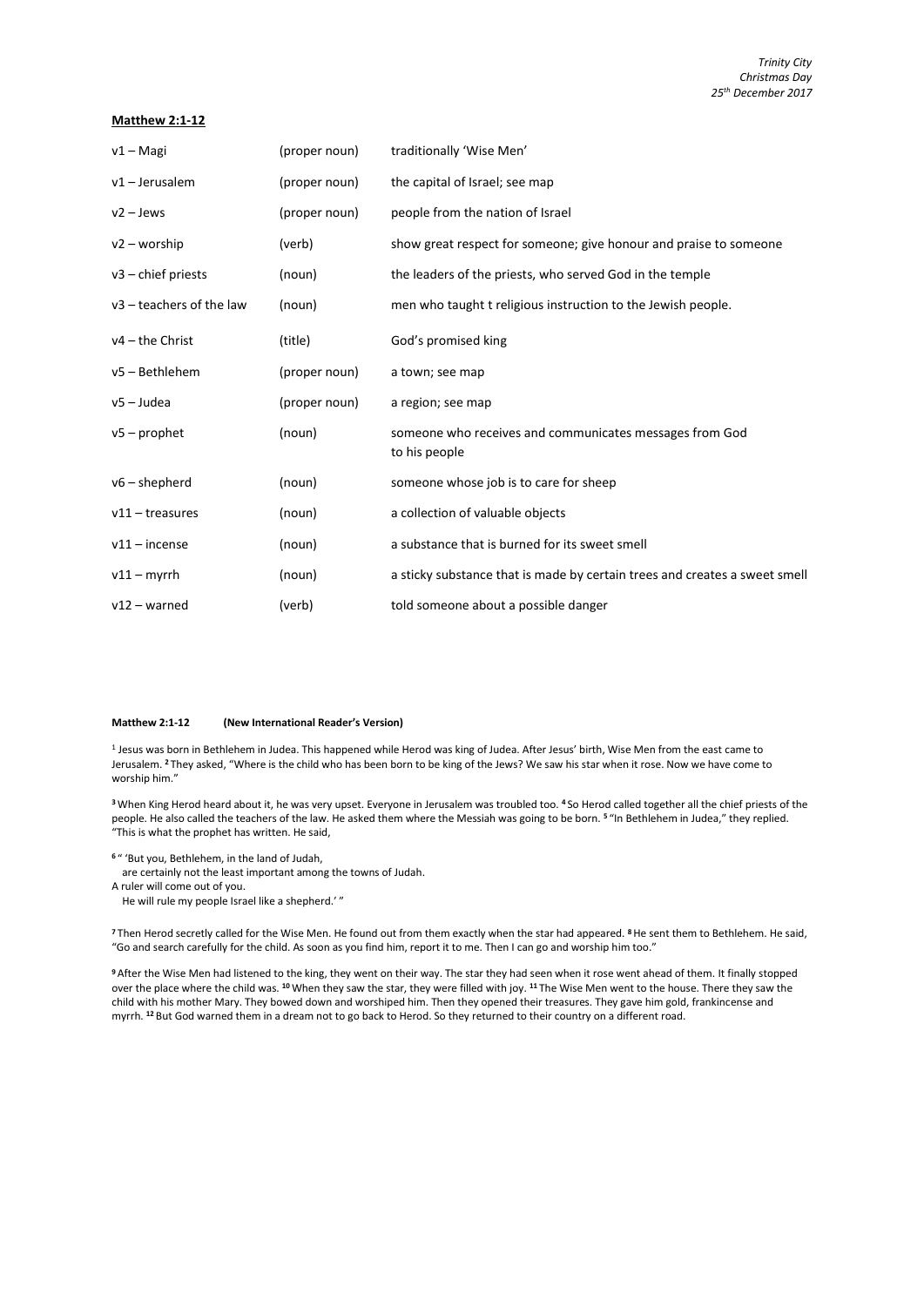*Trinity City*
*Christmas Day*
*25th December 2017*

**Matthew 2:1-12**

| | | |
|---|---|---|
| v1 – Magi | (proper noun) | traditionally 'Wise Men' |
| v1 – Jerusalem | (proper noun) | the capital of Israel; see map |
| v2 – Jews | (proper noun) | people from the nation of Israel |
| v2 – worship | (verb) | show great respect for someone; give honour and praise to someone |
| v3 – chief priests | (noun) | the leaders of the priests, who served God in the temple |
| v3 – teachers of the law | (noun) | men who taught t religious instruction to the Jewish people. |
| v4 – the Christ | (title) | God's promised king |
| v5 – Bethlehem | (proper noun) | a town; see map |
| v5 – Judea | (proper noun) | a region; see map |
| v5 – prophet | (noun) | someone who receives and communicates messages from God to his people |
| v6 – shepherd | (noun) | someone whose job is to care for sheep |
| v11 – treasures | (noun) | a collection of valuable objects |
| v11 – incense | (noun) | a substance that is burned for its sweet smell |
| v11 – myrrh | (noun) | a sticky substance that is made by certain trees and creates a sweet smell |
| v12 – warned | (verb) | told someone about a possible danger |

**Matthew 2:1-12 (New International Reader's Version)**

1 Jesus was born in Bethlehem in Judea. This happened while Herod was king of Judea. After Jesus' birth, Wise Men from the east came to Jerusalem. **2** They asked, "Where is the child who has been born to be king of the Jews? We saw his star when it rose. Now we have come to worship him."

**3** When King Herod heard about it, he was very upset. Everyone in Jerusalem was troubled too. **4** So Herod called together all the chief priests of the people. He also called the teachers of the law. He asked them where the Messiah was going to be born. **5** "In Bethlehem in Judea," they replied. "This is what the prophet has written. He said,

**6** " 'But you, Bethlehem, in the land of Judah,
are certainly not the least important among the towns of Judah.
A ruler will come out of you.
He will rule my people Israel like a shepherd.' "

**7** Then Herod secretly called for the Wise Men. He found out from them exactly when the star had appeared. **8** He sent them to Bethlehem. He said, "Go and search carefully for the child. As soon as you find him, report it to me. Then I can go and worship him too."

**9** After the Wise Men had listened to the king, they went on their way. The star they had seen when it rose went ahead of them. It finally stopped over the place where the child was. **10** When they saw the star, they were filled with joy. **11** The Wise Men went to the house. There they saw the child with his mother Mary. They bowed down and worshiped him. Then they opened their treasures. They gave him gold, frankincense and myrrh. **12** But God warned them in a dream not to go back to Herod. So they returned to their country on a different road.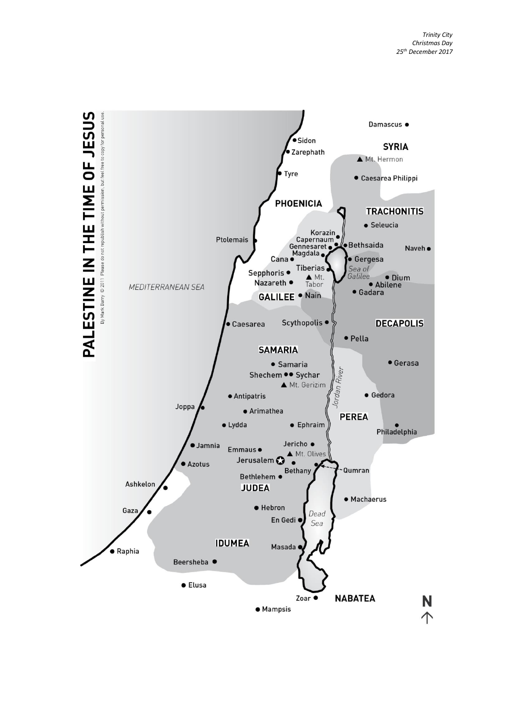PALESTINE IN THE TIME OF JESUS

By Mark Barry © 2011 Please do not republish without permission, but feel free to copy for personal use.

Damascus
SYRIA
Sidon
Zarephath
Mt. Hermon
Tyre
Caesarea Philippi
PHOENICIA
TRACHONITIS
Seleucia
Korazin
Capernaum
Ptolemais
Gennesaret
Bethsaida
Naveh
Magdala
Cana
Gergesa
Tiberias
Sea of Galilee
Sepphoris
Mt. Tabor
Dium
Nazareth
Abilene
MEDITERRANEAN SEA
Gadara
GALILEE
Nain
Caesarea
Scythopolis
DECAPOLIS
Pella
SAMARIA
Gerasa
Samaria
Shechem
Sychar
Jordan River
Mt. Gerizim
Antipatris
Gedora
Joppa
Arimathea
PEREA
Lydda
Ephraim
Philadelphia
Jamnia
Jericho
Emmaus
Mt. Olives
Jerusalem
Azotus
Bethany
Qumran
Bethlehem
Ashkelon
JUDEA
Machaerus
Hebron
Gaza
Dead Sea
En Gedi
IDUMEA
Masada
Raphia
Beersheba
Elusa
Zoar
NABATEA
Mampsis
N